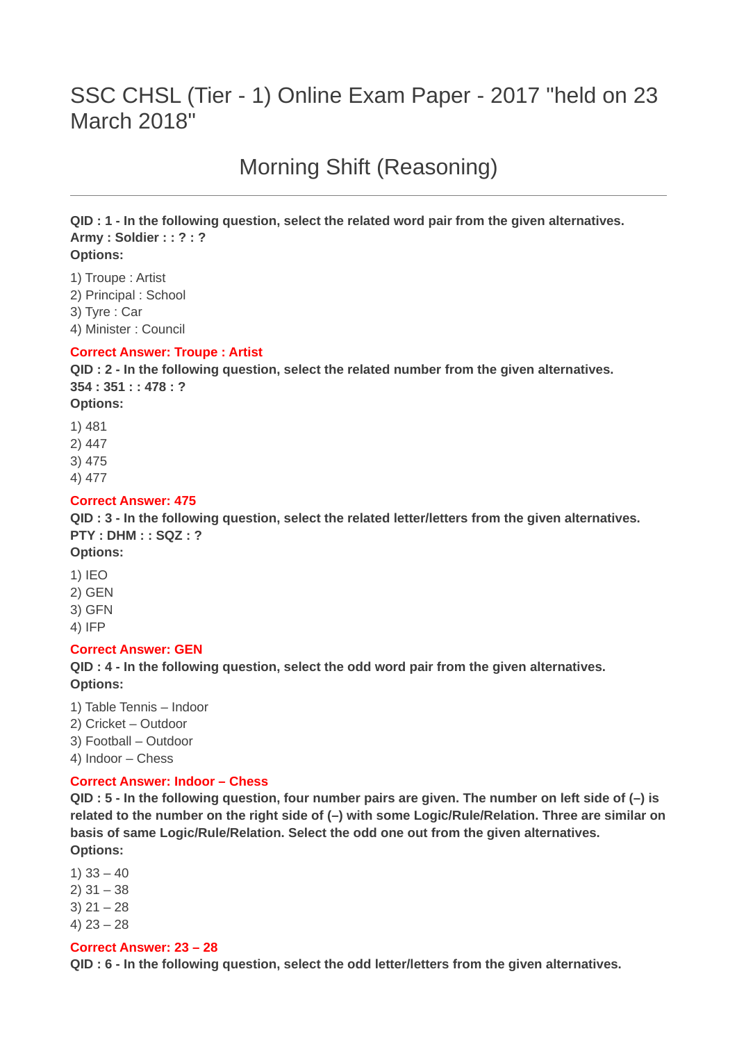# SSC CHSL (Tier - 1) Online Exam Paper - 2017 "held on 23 March 2018"

## Morning Shift (Reasoning)

---

**QID : 1 - In the following question, select the related word pair from the given alternatives.**
**Army : Soldier : : ? : ?**
**Options:**

1) Troupe : Artist
2) Principal : School
3) Tyre : Car
4) Minister : Council

**Correct Answer: Troupe : Artist**

**QID : 2 - In the following question, select the related number from the given alternatives.**
**354 : 351 : : 478 : ?**
**Options:**

1) 481
2) 447
3) 475
4) 477

**Correct Answer: 475**

**QID : 3 - In the following question, select the related letter/letters from the given alternatives.**
**PTY : DHM : : SQZ : ?**
**Options:**

1) IEO
2) GEN
3) GFN
4) IFP

**Correct Answer: GEN**

**QID : 4 - In the following question, select the odd word pair from the given alternatives.**
**Options:**

1) Table Tennis – Indoor
2) Cricket – Outdoor
3) Football – Outdoor
4) Indoor – Chess

**Correct Answer: Indoor – Chess**

**QID : 5 - In the following question, four number pairs are given. The number on left side of (–) is related to the number on the right side of (–) with some Logic/Rule/Relation. Three are similar on basis of same Logic/Rule/Relation. Select the odd one out from the given alternatives.**
**Options:**

1) 33 – 40
2) 31 – 38
3) 21 – 28
4) 23 – 28

**Correct Answer: 23 – 28**

**QID : 6 - In the following question, select the odd letter/letters from the given alternatives.**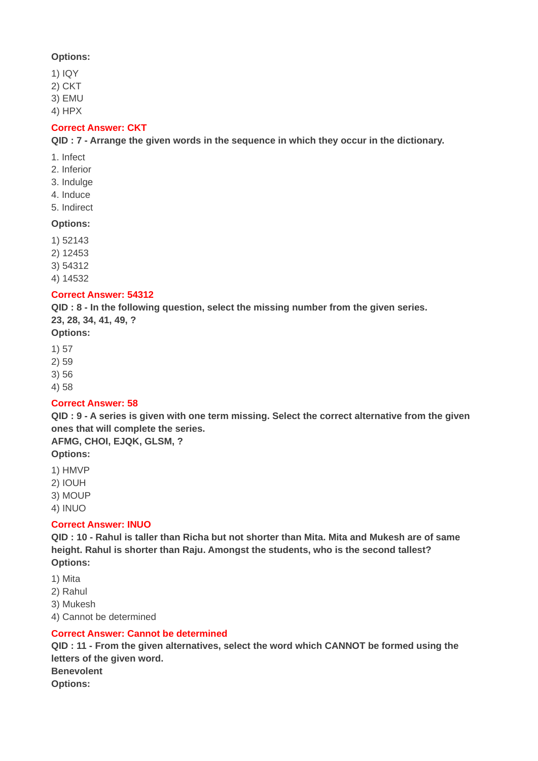**Options:**

1) IQY
2) CKT
3) EMU
4) HPX

**Correct Answer: CKT**

**QID : 7 - Arrange the given words in the sequence in which they occur in the dictionary.**

1. Infect
2. Inferior
3. Indulge
4. Induce
5. Indirect

**Options:**

1) 52143
2) 12453
3) 54312
4) 14532

**Correct Answer: 54312**

**QID : 8 - In the following question, select the missing number from the given series.**
**23, 28, 34, 41, 49, ?**
**Options:**

1) 57
2) 59
3) 56
4) 58

**Correct Answer: 58**

**QID : 9 - A series is given with one term missing. Select the correct alternative from the given ones that will complete the series.**
**AFMG, CHOI, EJQK, GLSM, ?**
**Options:**

1) HMVP
2) IOUH
3) MOUP
4) INUO

**Correct Answer: INUO**

**QID : 10 - Rahul is taller than Richa but not shorter than Mita. Mita and Mukesh are of same height. Rahul is shorter than Raju. Amongst the students, who is the second tallest?**
**Options:**

1) Mita
2) Rahul
3) Mukesh
4) Cannot be determined

**Correct Answer: Cannot be determined**

**QID : 11 - From the given alternatives, select the word which CANNOT be formed using the letters of the given word.**
**Benevolent**
**Options:**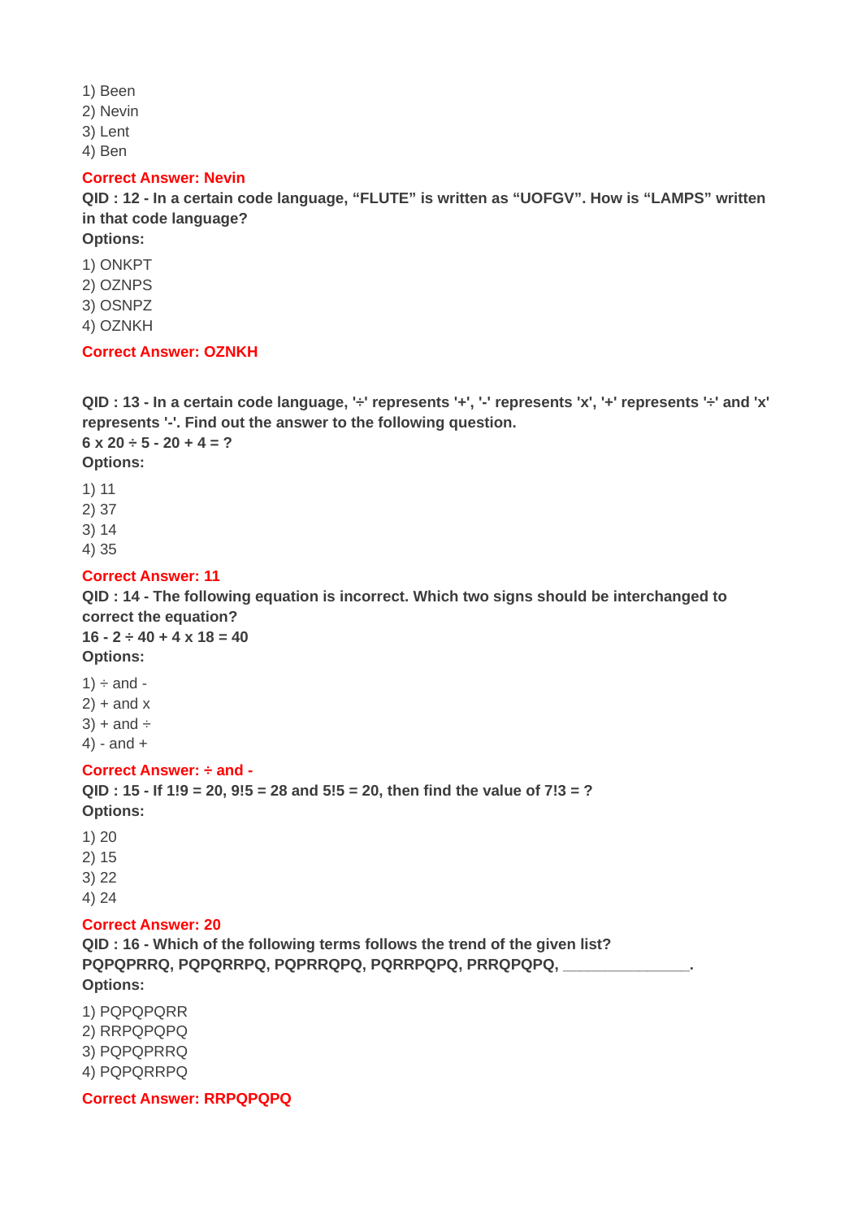1) Been
2) Nevin
3) Lent
4) Ben

**Correct Answer: Nevin**

**QID : 12 - In a certain code language, “FLUTE” is written as “UOFGV”. How is “LAMPS” written in that code language?**

**Options:**

1) ONKPT
2) OZNPS
3) OSNPZ
4) OZNKH

**Correct Answer: OZNKH**

**QID : 13 - In a certain code language, '÷' represents '+', '-' represents 'x', '+' represents '÷' and 'x' represents '-'. Find out the answer to the following question.**

**6 x 20 ÷ 5 - 20 + 4 = ?**

**Options:**

1) 11
2) 37
3) 14
4) 35

**Correct Answer: 11**

**QID : 14 - The following equation is incorrect. Which two signs should be interchanged to correct the equation?**

**16 - 2 ÷ 40 + 4 x 18 = 40**

**Options:**

1) ÷ and -
2) + and x
3) + and ÷
4) - and +

**Correct Answer: ÷ and -**

**QID : 15 - If 1!9 = 20, 9!5 = 28 and 5!5 = 20, then find the value of 7!3 = ?**

**Options:**

1) 20
2) 15
3) 22
4) 24

**Correct Answer: 20**

**QID : 16 - Which of the following terms follows the trend of the given list?**

**PQPQPRRQ, PQPQRRPQ, PQPRRQPQ, PQRRPQPQ, PRRQPQPQ, _______________.**

**Options:**

1) PQPQPQRR
2) RRPQPQPQ
3) PQPQPRRQ
4) PQPQRRPQ

**Correct Answer: RRPQPQPQ**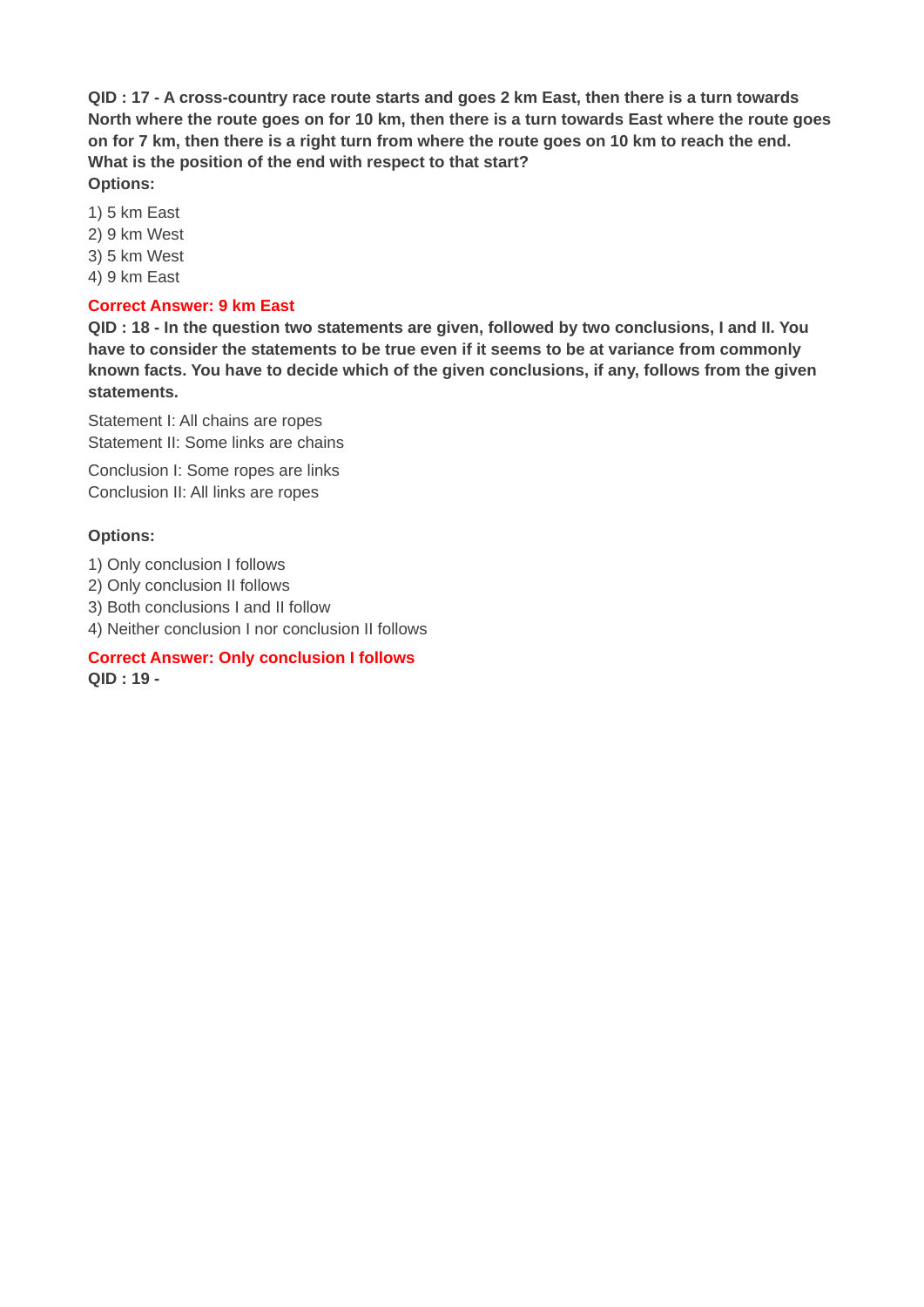**QID : 17 - A cross-country race route starts and goes 2 km East, then there is a turn towards North where the route goes on for 10 km, then there is a turn towards East where the route goes on for 7 km, then there is a right turn from where the route goes on 10 km to reach the end. What is the position of the end with respect to that start?**

**Options:**

1) 5 km East
2) 9 km West
3) 5 km West
4) 9 km East

**Correct Answer: 9 km East**

**QID : 18 - In the question two statements are given, followed by two conclusions, I and II. You have to consider the statements to be true even if it seems to be at variance from commonly known facts. You have to decide which of the given conclusions, if any, follows from the given statements.**

Statement I: All chains are ropes
Statement II: Some links are chains

Conclusion I: Some ropes are links
Conclusion II: All links are ropes

**Options:**

1) Only conclusion I follows
2) Only conclusion II follows
3) Both conclusions I and II follow
4) Neither conclusion I nor conclusion II follows

**Correct Answer: Only conclusion I follows**

**QID : 19 -**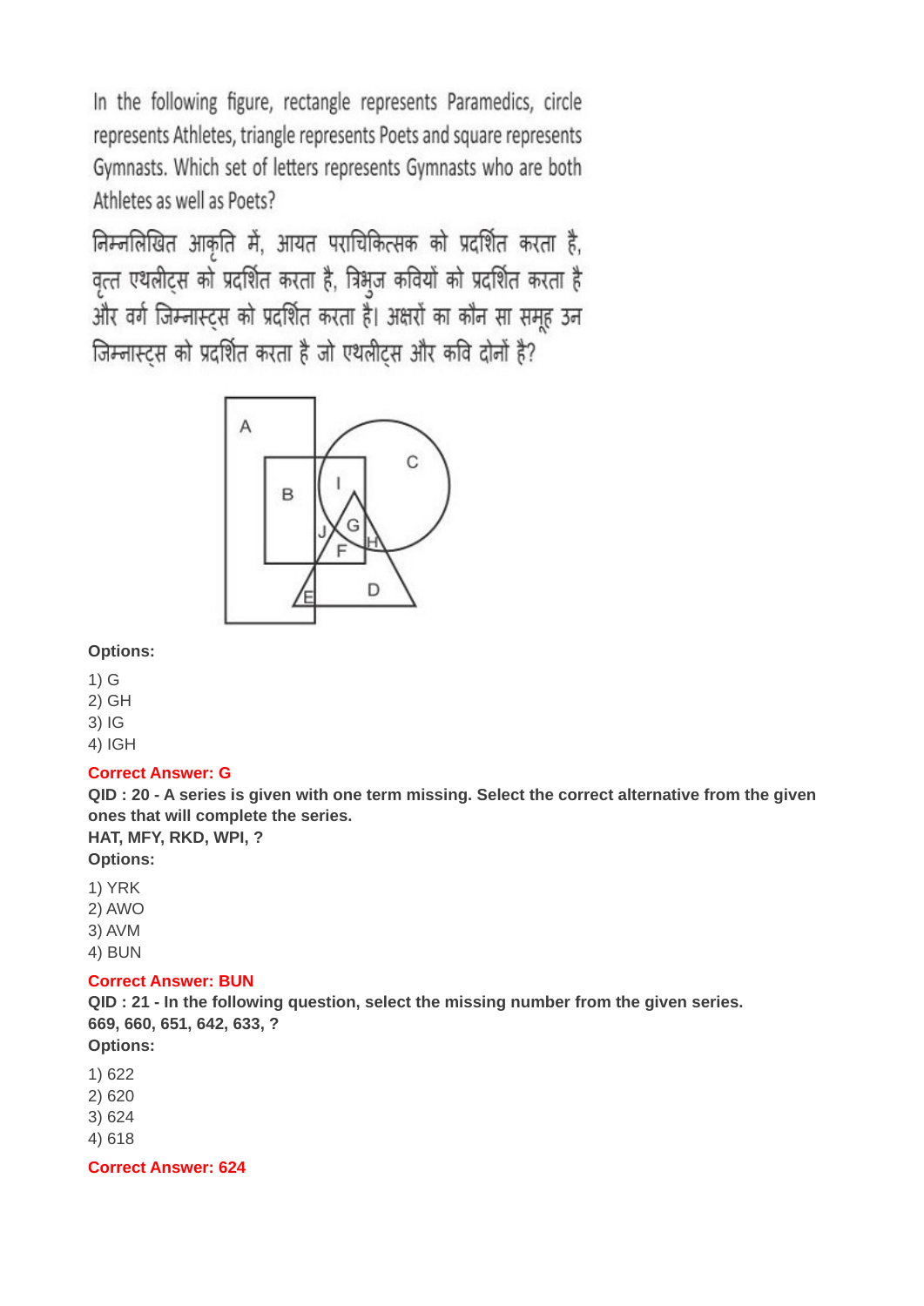In the following figure, rectangle represents Paramedics, circle represents Athletes, triangle represents Poets and square represents Gymnasts. Which set of letters represents Gymnasts who are both Athletes as well as Poets?

निम्नलिखित आकृति में, आयत पराचिकित्सक को प्रदर्शित करता है, वृत्त एथलीट्स को प्रदर्शित करता है, त्रिभुज कवियों को प्रदर्शित करता है और वर्ग जिम्नास्ट्स को प्रदर्शित करता है। अक्षरों का कौन सा समूह उन जिम्नास्ट्स को प्रदर्शित करता है जो एथलीट्स और कवि दोनों है?

**Options:**

1) G
2) GH
3) IG
4) IGH

**Correct Answer: G**

**QID : 20 - A series is given with one term missing. Select the correct alternative from the given ones that will complete the series.**

**HAT, MFY, RKD, WPI, ?**

**Options:**

1) YRK
2) AWO
3) AVM
4) BUN

**Correct Answer: BUN**

**QID : 21 - In the following question, select the missing number from the given series.**

**669, 660, 651, 642, 633, ?**

**Options:**

1) 622
2) 620
3) 624
4) 618

**Correct Answer: 624**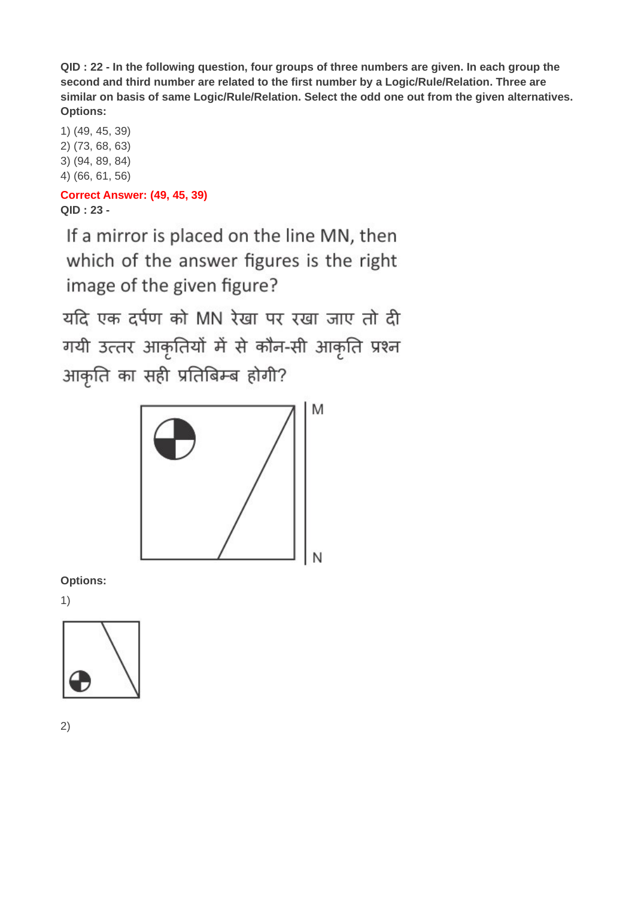**QID : 22 - In the following question, four groups of three numbers are given. In each group the second and third number are related to the first number by a Logic/Rule/Relation. Three are similar on basis of same Logic/Rule/Relation. Select the odd one out from the given alternatives.**

**Options:**

1) (49, 45, 39)
2) (73, 68, 63)
3) (94, 89, 84)
4) (66, 61, 56)

**Correct Answer: (49, 45, 39)**

**QID : 23 -**

If a mirror is placed on the line MN, then which of the answer figures is the right image of the given figure?

यदि एक दर्पण को MN रेखा पर रखा जाए तो दी गयी उत्तर आकृतियों में से कौन-सी आकृति प्रश्न आकृति का सही प्रतिबिम्ब होगी?

M

N

**Options:**

1)

2)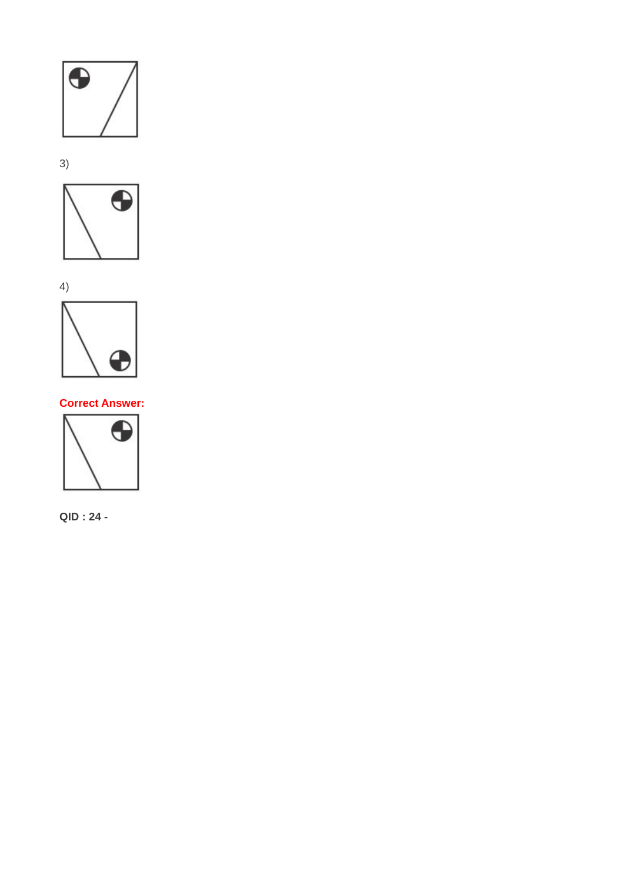3)

4)

**Correct Answer:**

**QID : 24 -**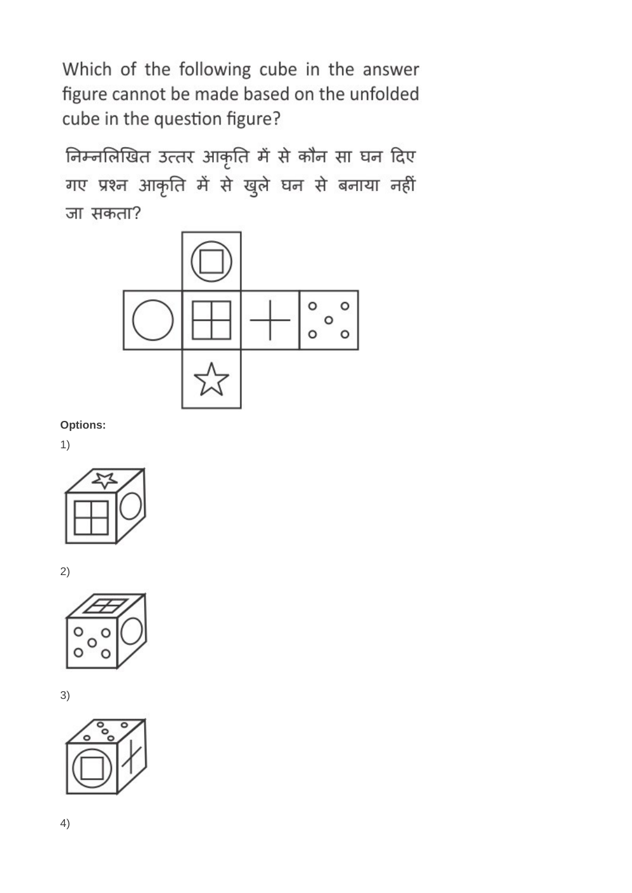Which of the following cube in the answer figure cannot be made based on the unfolded cube in the question figure?

निम्नलिखित उत्तर आकृति में से कौन सा घन दिए गए प्रश्न आकृति में से खुले घन से बनाया नहीं जा सकता?

**Options:**

1)

2)

3)

4)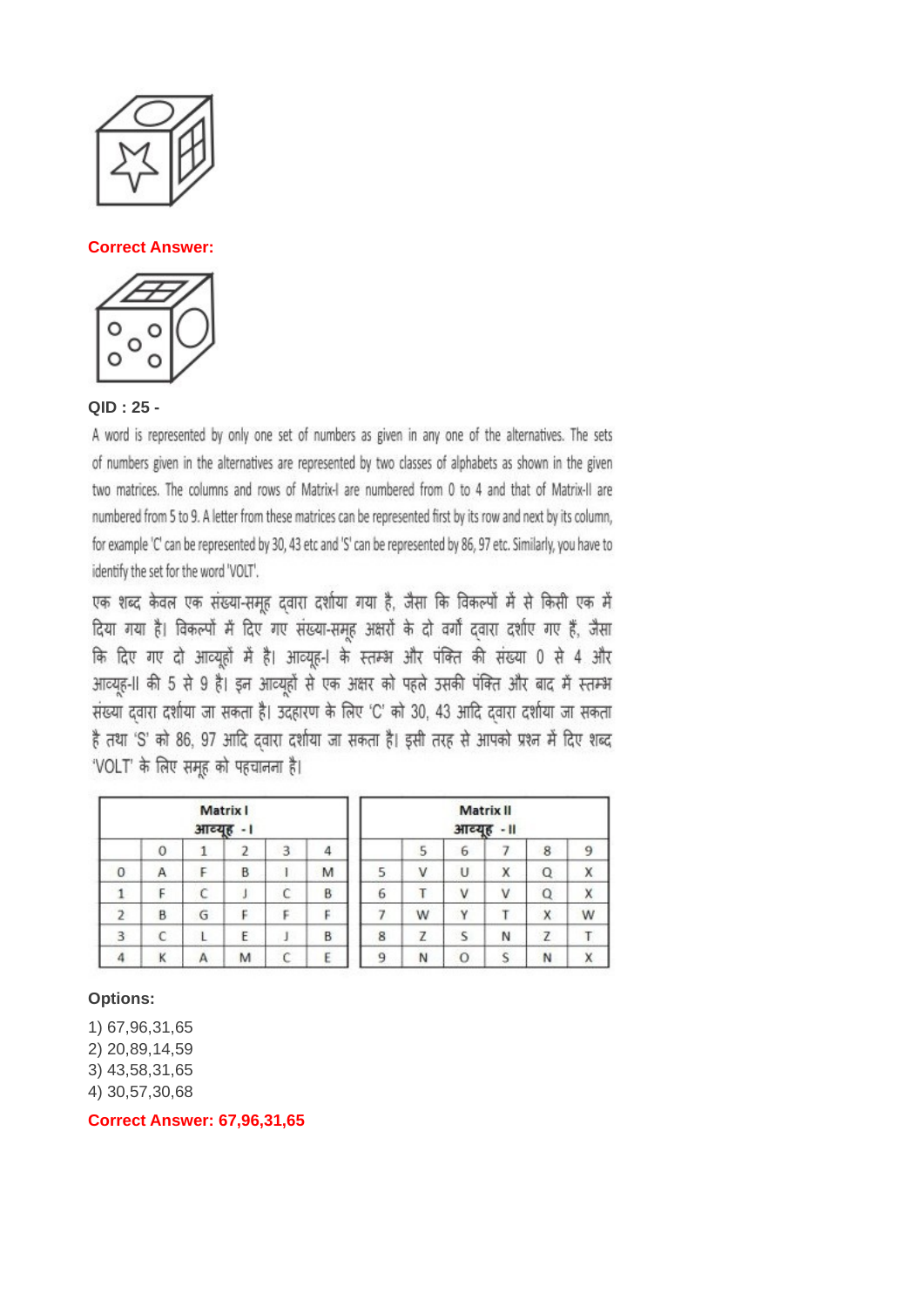**Correct Answer:**

**QID : 25 -**

A word is represented by only one set of numbers as given in any one of the alternatives. The sets of numbers given in the alternatives are represented by two classes of alphabets as shown in the given two matrices. The columns and rows of Matrix-I are numbered from 0 to 4 and that of Matrix-II are numbered from 5 to 9. A letter from these matrices can be represented first by its row and next by its column, for example 'C' can be represented by 30, 43 etc and 'S' can be represented by 86, 97 etc. Similarly, you have to identify the set for the word 'VOLT'.

एक शब्द केवल एक संख्या-समूह द्वारा दर्शाया गया है, जैसा कि विकल्पों में से किसी एक में दिया गया है। विकल्पों में दिए गए संख्या-समूह अक्षरों के दो वर्गों द्वारा दर्शाए गए हैं, जैसा कि दिए गए दो आव्यूहों में है। आव्यूह-I के स्तम्भ और पंक्ति की संख्या 0 से 4 और आव्यूह-II की 5 से 9 है। इन आव्यूहों से एक अक्षर को पहले उसकी पंक्ति और बाद में स्तम्भ संख्या द्वारा दर्शाया जा सकता है। उदाहरण के लिए 'C' को 30, 43 आदि द्वारा दर्शाया जा सकता है तथा 'S' को 86, 97 आदि द्वारा दर्शाया जा सकता है। इसी तरह से आपको प्रश्न में दिए शब्द 'VOLT' के लिए समूह को पहचानना है।

**Matrix I / आव्यूह - I**

| | 0 | 1 | 2 | 3 | 4 |
|---|---|---|---|---|---|
| 0 | A | F | B | I | M |
| 1 | F | C | J | C | B |
| 2 | B | G | F | F | F |
| 3 | C | L | E | J | B |
| 4 | K | A | M | C | E |

**Matrix II / आव्यूह - II**

| | 5 | 6 | 7 | 8 | 9 |
|---|---|---|---|---|---|
| 5 | V | U | X | Q | X |
| 6 | T | V | V | Q | X |
| 7 | W | Y | T | X | W |
| 8 | Z | S | N | Z | T |
| 9 | N | O | S | N | X |

**Options:**

1) 67,96,31,65
2) 20,89,14,59
3) 43,58,31,65
4) 30,57,30,68

**Correct Answer: 67,96,31,65**